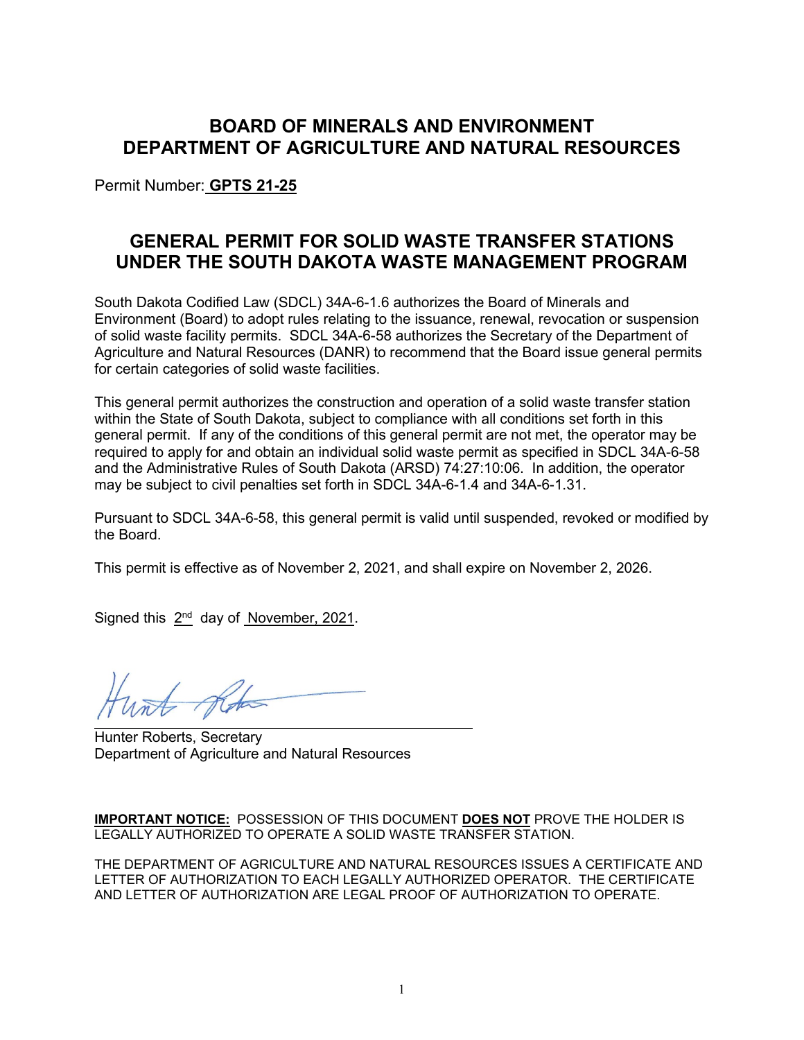# BOARD OF MINERALS AND ENVIRONMENT
# DEPARTMENT OF AGRICULTURE AND NATURAL RESOURCES

Permit Number: **GPTS 21-25**

## GENERAL PERMIT FOR SOLID WASTE TRANSFER STATIONS UNDER THE SOUTH DAKOTA WASTE MANAGEMENT PROGRAM

South Dakota Codified Law (SDCL) 34A-6-1.6 authorizes the Board of Minerals and Environment (Board) to adopt rules relating to the issuance, renewal, revocation or suspension of solid waste facility permits. SDCL 34A-6-58 authorizes the Secretary of the Department of Agriculture and Natural Resources (DANR) to recommend that the Board issue general permits for certain categories of solid waste facilities.

This general permit authorizes the construction and operation of a solid waste transfer station within the State of South Dakota, subject to compliance with all conditions set forth in this general permit. If any of the conditions of this general permit are not met, the operator may be required to apply for and obtain an individual solid waste permit as specified in SDCL 34A-6-58 and the Administrative Rules of South Dakota (ARSD) 74:27:10:06. In addition, the operator may be subject to civil penalties set forth in SDCL 34A-6-1.4 and 34A-6-1.31.

Pursuant to SDCL 34A-6-58, this general permit is valid until suspended, revoked or modified by the Board.

This permit is effective as of November 2, 2021, and shall expire on November 2, 2026.

Signed this 2nd day of November, 2021.

Hunter Roberts, Secretary
Department of Agriculture and Natural Resources

**IMPORTANT NOTICE:** POSSESSION OF THIS DOCUMENT **DOES NOT** PROVE THE HOLDER IS LEGALLY AUTHORIZED TO OPERATE A SOLID WASTE TRANSFER STATION.

THE DEPARTMENT OF AGRICULTURE AND NATURAL RESOURCES ISSUES A CERTIFICATE AND LETTER OF AUTHORIZATION TO EACH LEGALLY AUTHORIZED OPERATOR. THE CERTIFICATE AND LETTER OF AUTHORIZATION ARE LEGAL PROOF OF AUTHORIZATION TO OPERATE.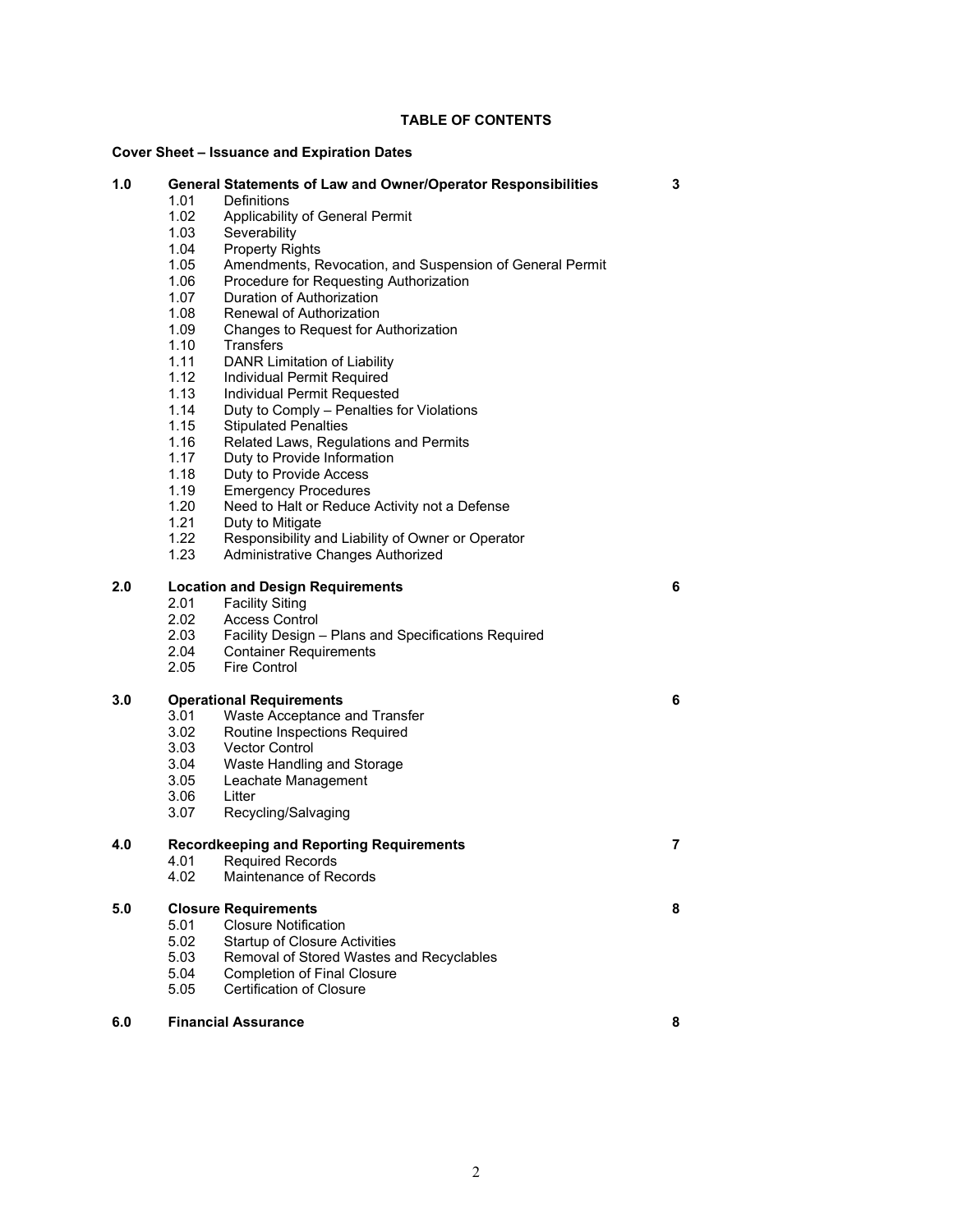# TABLE OF CONTENTS

**Cover Sheet – Issuance and Expiration Dates**

| | | Page |
|---|---|---|
| **1.0** | **General Statements of Law and Owner/Operator Responsibilities** | **3** |
| 1.01 | Definitions | |
| 1.02 | Applicability of General Permit | |
| 1.03 | Severability | |
| 1.04 | Property Rights | |
| 1.05 | Amendments, Revocation, and Suspension of General Permit | |
| 1.06 | Procedure for Requesting Authorization | |
| 1.07 | Duration of Authorization | |
| 1.08 | Renewal of Authorization | |
| 1.09 | Changes to Request for Authorization | |
| 1.10 | Transfers | |
| 1.11 | DANR Limitation of Liability | |
| 1.12 | Individual Permit Required | |
| 1.13 | Individual Permit Requested | |
| 1.14 | Duty to Comply – Penalties for Violations | |
| 1.15 | Stipulated Penalties | |
| 1.16 | Related Laws, Regulations and Permits | |
| 1.17 | Duty to Provide Information | |
| 1.18 | Duty to Provide Access | |
| 1.19 | Emergency Procedures | |
| 1.20 | Need to Halt or Reduce Activity not a Defense | |
| 1.21 | Duty to Mitigate | |
| 1.22 | Responsibility and Liability of Owner or Operator | |
| 1.23 | Administrative Changes Authorized | |
| **2.0** | **Location and Design Requirements** | **6** |
| 2.01 | Facility Siting | |
| 2.02 | Access Control | |
| 2.03 | Facility Design – Plans and Specifications Required | |
| 2.04 | Container Requirements | |
| 2.05 | Fire Control | |
| **3.0** | **Operational Requirements** | **6** |
| 3.01 | Waste Acceptance and Transfer | |
| 3.02 | Routine Inspections Required | |
| 3.03 | Vector Control | |
| 3.04 | Waste Handling and Storage | |
| 3.05 | Leachate Management | |
| 3.06 | Litter | |
| 3.07 | Recycling/Salvaging | |
| **4.0** | **Recordkeeping and Reporting Requirements** | **7** |
| 4.01 | Required Records | |
| 4.02 | Maintenance of Records | |
| **5.0** | **Closure Requirements** | **8** |
| 5.01 | Closure Notification | |
| 5.02 | Startup of Closure Activities | |
| 5.03 | Removal of Stored Wastes and Recyclables | |
| 5.04 | Completion of Final Closure | |
| 5.05 | Certification of Closure | |
| **6.0** | **Financial Assurance** | **8** |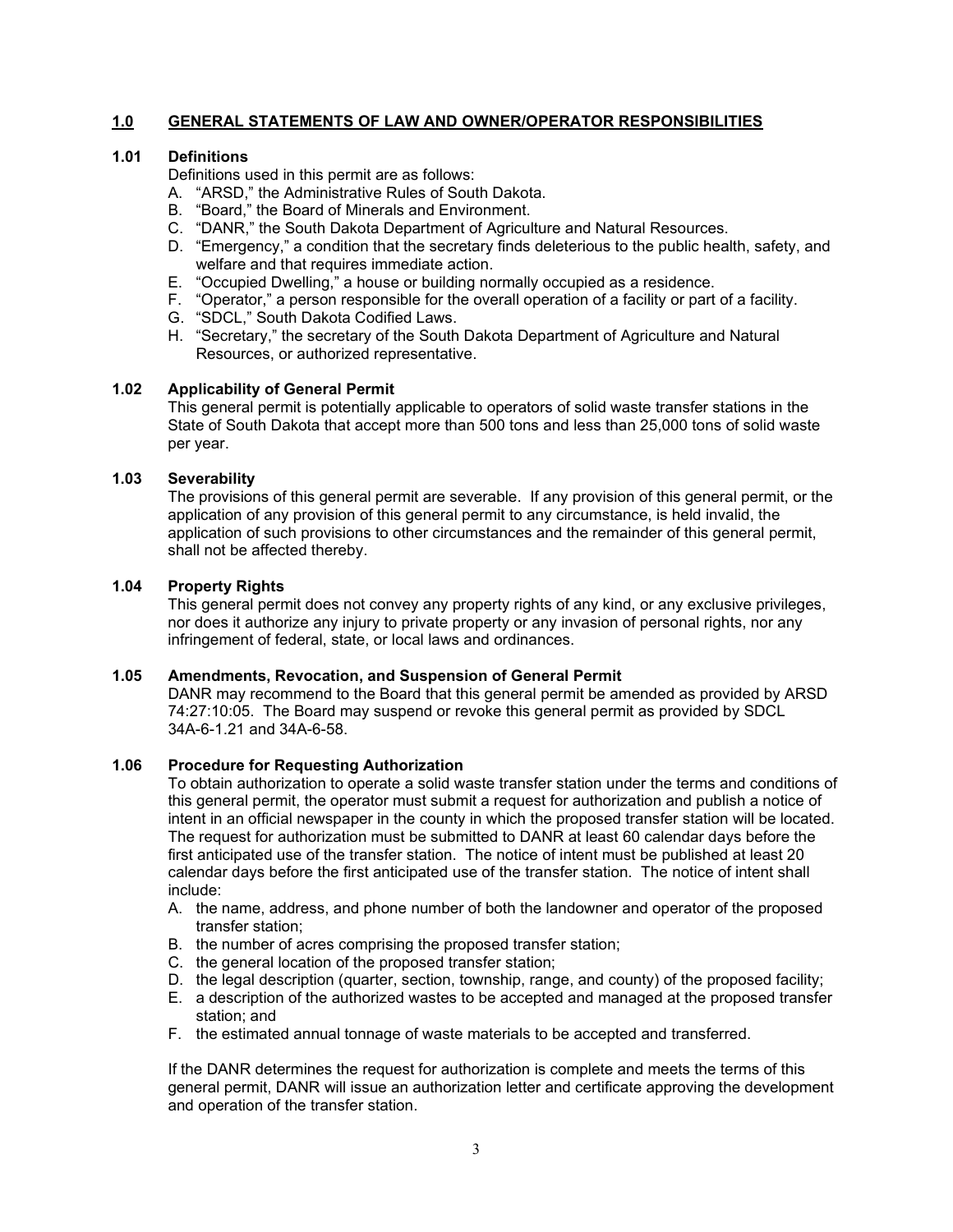## 1.0 GENERAL STATEMENTS OF LAW AND OWNER/OPERATOR RESPONSIBILITIES

### 1.01 Definitions

Definitions used in this permit are as follows:

A. "ARSD," the Administrative Rules of South Dakota.
B. "Board," the Board of Minerals and Environment.
C. "DANR," the South Dakota Department of Agriculture and Natural Resources.
D. "Emergency," a condition that the secretary finds deleterious to the public health, safety, and welfare and that requires immediate action.
E. "Occupied Dwelling," a house or building normally occupied as a residence.
F. "Operator," a person responsible for the overall operation of a facility or part of a facility.
G. "SDCL," South Dakota Codified Laws.
H. "Secretary," the secretary of the South Dakota Department of Agriculture and Natural Resources, or authorized representative.

### 1.02 Applicability of General Permit

This general permit is potentially applicable to operators of solid waste transfer stations in the State of South Dakota that accept more than 500 tons and less than 25,000 tons of solid waste per year.

### 1.03 Severability

The provisions of this general permit are severable. If any provision of this general permit, or the application of any provision of this general permit to any circumstance, is held invalid, the application of such provisions to other circumstances and the remainder of this general permit, shall not be affected thereby.

### 1.04 Property Rights

This general permit does not convey any property rights of any kind, or any exclusive privileges, nor does it authorize any injury to private property or any invasion of personal rights, nor any infringement of federal, state, or local laws and ordinances.

### 1.05 Amendments, Revocation, and Suspension of General Permit

DANR may recommend to the Board that this general permit be amended as provided by ARSD 74:27:10:05. The Board may suspend or revoke this general permit as provided by SDCL 34A-6-1.21 and 34A-6-58.

### 1.06 Procedure for Requesting Authorization

To obtain authorization to operate a solid waste transfer station under the terms and conditions of this general permit, the operator must submit a request for authorization and publish a notice of intent in an official newspaper in the county in which the proposed transfer station will be located. The request for authorization must be submitted to DANR at least 60 calendar days before the first anticipated use of the transfer station. The notice of intent must be published at least 20 calendar days before the first anticipated use of the transfer station. The notice of intent shall include:

A. the name, address, and phone number of both the landowner and operator of the proposed transfer station;
B. the number of acres comprising the proposed transfer station;
C. the general location of the proposed transfer station;
D. the legal description (quarter, section, township, range, and county) of the proposed facility;
E. a description of the authorized wastes to be accepted and managed at the proposed transfer station; and
F. the estimated annual tonnage of waste materials to be accepted and transferred.

If the DANR determines the request for authorization is complete and meets the terms of this general permit, DANR will issue an authorization letter and certificate approving the development and operation of the transfer station.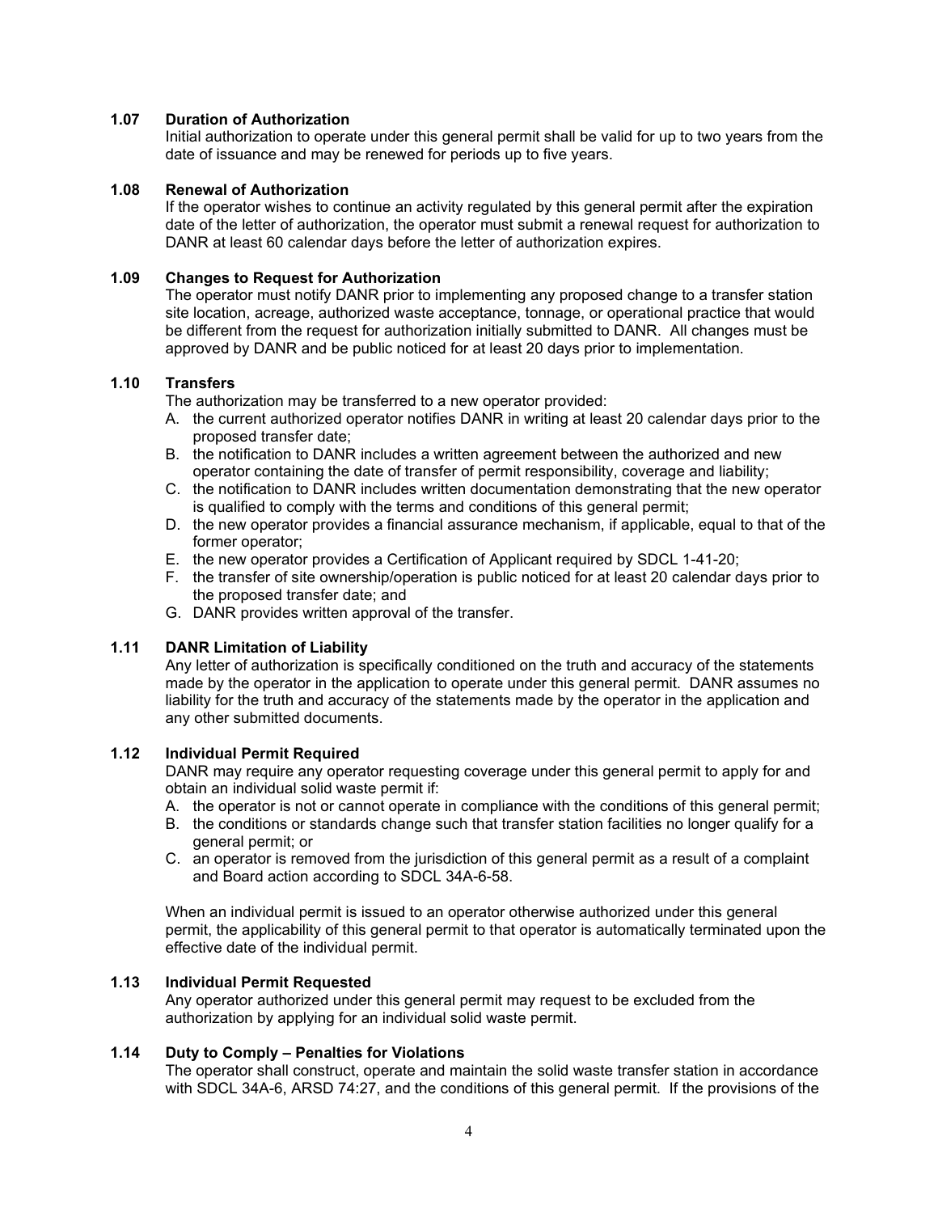### 1.07 Duration of Authorization

Initial authorization to operate under this general permit shall be valid for up to two years from the date of issuance and may be renewed for periods up to five years.

### 1.08 Renewal of Authorization

If the operator wishes to continue an activity regulated by this general permit after the expiration date of the letter of authorization, the operator must submit a renewal request for authorization to DANR at least 60 calendar days before the letter of authorization expires.

### 1.09 Changes to Request for Authorization

The operator must notify DANR prior to implementing any proposed change to a transfer station site location, acreage, authorized waste acceptance, tonnage, or operational practice that would be different from the request for authorization initially submitted to DANR. All changes must be approved by DANR and be public noticed for at least 20 days prior to implementation.

### 1.10 Transfers

The authorization may be transferred to a new operator provided:

A. the current authorized operator notifies DANR in writing at least 20 calendar days prior to the proposed transfer date;
B. the notification to DANR includes a written agreement between the authorized and new operator containing the date of transfer of permit responsibility, coverage and liability;
C. the notification to DANR includes written documentation demonstrating that the new operator is qualified to comply with the terms and conditions of this general permit;
D. the new operator provides a financial assurance mechanism, if applicable, equal to that of the former operator;
E. the new operator provides a Certification of Applicant required by SDCL 1-41-20;
F. the transfer of site ownership/operation is public noticed for at least 20 calendar days prior to the proposed transfer date; and
G. DANR provides written approval of the transfer.

### 1.11 DANR Limitation of Liability

Any letter of authorization is specifically conditioned on the truth and accuracy of the statements made by the operator in the application to operate under this general permit. DANR assumes no liability for the truth and accuracy of the statements made by the operator in the application and any other submitted documents.

### 1.12 Individual Permit Required

DANR may require any operator requesting coverage under this general permit to apply for and obtain an individual solid waste permit if:

A. the operator is not or cannot operate in compliance with the conditions of this general permit;
B. the conditions or standards change such that transfer station facilities no longer qualify for a general permit; or
C. an operator is removed from the jurisdiction of this general permit as a result of a complaint and Board action according to SDCL 34A-6-58.

When an individual permit is issued to an operator otherwise authorized under this general permit, the applicability of this general permit to that operator is automatically terminated upon the effective date of the individual permit.

### 1.13 Individual Permit Requested

Any operator authorized under this general permit may request to be excluded from the authorization by applying for an individual solid waste permit.

### 1.14 Duty to Comply – Penalties for Violations

The operator shall construct, operate and maintain the solid waste transfer station in accordance with SDCL 34A-6, ARSD 74:27, and the conditions of this general permit. If the provisions of the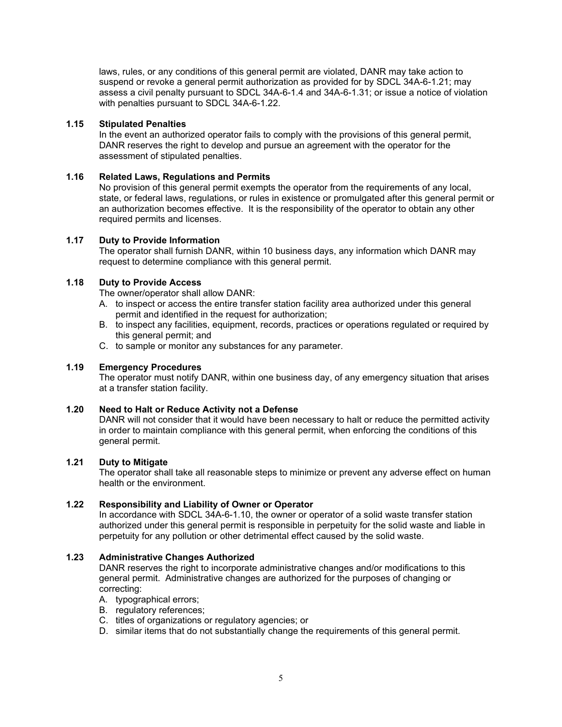laws, rules, or any conditions of this general permit are violated, DANR may take action to suspend or revoke a general permit authorization as provided for by SDCL 34A-6-1.21; may assess a civil penalty pursuant to SDCL 34A-6-1.4 and 34A-6-1.31; or issue a notice of violation with penalties pursuant to SDCL 34A-6-1.22.

### 1.15 Stipulated Penalties

In the event an authorized operator fails to comply with the provisions of this general permit, DANR reserves the right to develop and pursue an agreement with the operator for the assessment of stipulated penalties.

### 1.16 Related Laws, Regulations and Permits

No provision of this general permit exempts the operator from the requirements of any local, state, or federal laws, regulations, or rules in existence or promulgated after this general permit or an authorization becomes effective. It is the responsibility of the operator to obtain any other required permits and licenses.

### 1.17 Duty to Provide Information

The operator shall furnish DANR, within 10 business days, any information which DANR may request to determine compliance with this general permit.

### 1.18 Duty to Provide Access

The owner/operator shall allow DANR:

A. to inspect or access the entire transfer station facility area authorized under this general permit and identified in the request for authorization;
B. to inspect any facilities, equipment, records, practices or operations regulated or required by this general permit; and
C. to sample or monitor any substances for any parameter.

### 1.19 Emergency Procedures

The operator must notify DANR, within one business day, of any emergency situation that arises at a transfer station facility.

### 1.20 Need to Halt or Reduce Activity not a Defense

DANR will not consider that it would have been necessary to halt or reduce the permitted activity in order to maintain compliance with this general permit, when enforcing the conditions of this general permit.

### 1.21 Duty to Mitigate

The operator shall take all reasonable steps to minimize or prevent any adverse effect on human health or the environment.

### 1.22 Responsibility and Liability of Owner or Operator

In accordance with SDCL 34A-6-1.10, the owner or operator of a solid waste transfer station authorized under this general permit is responsible in perpetuity for the solid waste and liable in perpetuity for any pollution or other detrimental effect caused by the solid waste.

### 1.23 Administrative Changes Authorized

DANR reserves the right to incorporate administrative changes and/or modifications to this general permit. Administrative changes are authorized for the purposes of changing or correcting:

A. typographical errors;
B. regulatory references;
C. titles of organizations or regulatory agencies; or
D. similar items that do not substantially change the requirements of this general permit.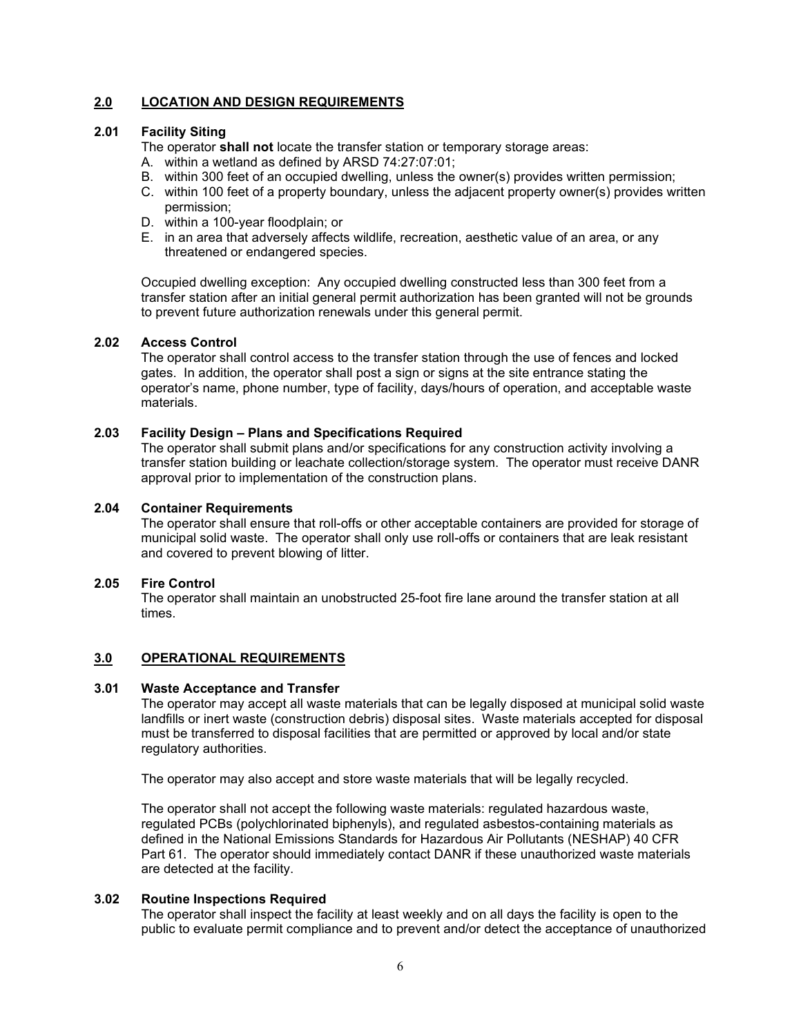## 2.0 LOCATION AND DESIGN REQUIREMENTS

### 2.01 Facility Siting

The operator **shall not** locate the transfer station or temporary storage areas:

A. within a wetland as defined by ARSD 74:27:07:01;
B. within 300 feet of an occupied dwelling, unless the owner(s) provides written permission;
C. within 100 feet of a property boundary, unless the adjacent property owner(s) provides written permission;
D. within a 100-year floodplain; or
E. in an area that adversely affects wildlife, recreation, aesthetic value of an area, or any threatened or endangered species.

Occupied dwelling exception: Any occupied dwelling constructed less than 300 feet from a transfer station after an initial general permit authorization has been granted will not be grounds to prevent future authorization renewals under this general permit.

### 2.02 Access Control

The operator shall control access to the transfer station through the use of fences and locked gates. In addition, the operator shall post a sign or signs at the site entrance stating the operator's name, phone number, type of facility, days/hours of operation, and acceptable waste materials.

### 2.03 Facility Design – Plans and Specifications Required

The operator shall submit plans and/or specifications for any construction activity involving a transfer station building or leachate collection/storage system. The operator must receive DANR approval prior to implementation of the construction plans.

### 2.04 Container Requirements

The operator shall ensure that roll-offs or other acceptable containers are provided for storage of municipal solid waste. The operator shall only use roll-offs or containers that are leak resistant and covered to prevent blowing of litter.

### 2.05 Fire Control

The operator shall maintain an unobstructed 25-foot fire lane around the transfer station at all times.

## 3.0 OPERATIONAL REQUIREMENTS

### 3.01 Waste Acceptance and Transfer

The operator may accept all waste materials that can be legally disposed at municipal solid waste landfills or inert waste (construction debris) disposal sites. Waste materials accepted for disposal must be transferred to disposal facilities that are permitted or approved by local and/or state regulatory authorities.

The operator may also accept and store waste materials that will be legally recycled.

The operator shall not accept the following waste materials: regulated hazardous waste, regulated PCBs (polychlorinated biphenyls), and regulated asbestos-containing materials as defined in the National Emissions Standards for Hazardous Air Pollutants (NESHAP) 40 CFR Part 61. The operator should immediately contact DANR if these unauthorized waste materials are detected at the facility.

### 3.02 Routine Inspections Required

The operator shall inspect the facility at least weekly and on all days the facility is open to the public to evaluate permit compliance and to prevent and/or detect the acceptance of unauthorized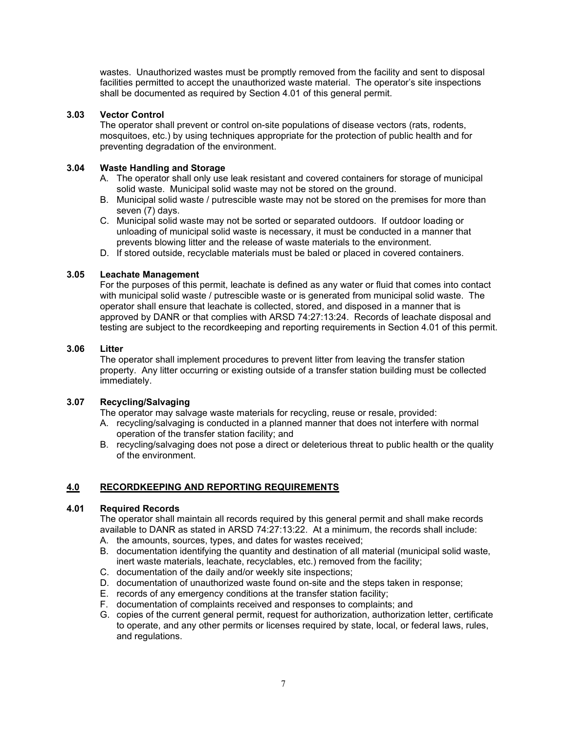wastes. Unauthorized wastes must be promptly removed from the facility and sent to disposal facilities permitted to accept the unauthorized waste material. The operator's site inspections shall be documented as required by Section 4.01 of this general permit.

### 3.03 Vector Control

The operator shall prevent or control on-site populations of disease vectors (rats, rodents, mosquitoes, etc.) by using techniques appropriate for the protection of public health and for preventing degradation of the environment.

### 3.04 Waste Handling and Storage

A. The operator shall only use leak resistant and covered containers for storage of municipal solid waste. Municipal solid waste may not be stored on the ground.
B. Municipal solid waste / putrescible waste may not be stored on the premises for more than seven (7) days.
C. Municipal solid waste may not be sorted or separated outdoors. If outdoor loading or unloading of municipal solid waste is necessary, it must be conducted in a manner that prevents blowing litter and the release of waste materials to the environment.
D. If stored outside, recyclable materials must be baled or placed in covered containers.

### 3.05 Leachate Management

For the purposes of this permit, leachate is defined as any water or fluid that comes into contact with municipal solid waste / putrescible waste or is generated from municipal solid waste. The operator shall ensure that leachate is collected, stored, and disposed in a manner that is approved by DANR or that complies with ARSD 74:27:13:24. Records of leachate disposal and testing are subject to the recordkeeping and reporting requirements in Section 4.01 of this permit.

### 3.06 Litter

The operator shall implement procedures to prevent litter from leaving the transfer station property. Any litter occurring or existing outside of a transfer station building must be collected immediately.

### 3.07 Recycling/Salvaging

The operator may salvage waste materials for recycling, reuse or resale, provided:

A. recycling/salvaging is conducted in a planned manner that does not interfere with normal operation of the transfer station facility; and
B. recycling/salvaging does not pose a direct or deleterious threat to public health or the quality of the environment.

## 4.0 RECORDKEEPING AND REPORTING REQUIREMENTS

### 4.01 Required Records

The operator shall maintain all records required by this general permit and shall make records available to DANR as stated in ARSD 74:27:13:22. At a minimum, the records shall include:

A. the amounts, sources, types, and dates for wastes received;
B. documentation identifying the quantity and destination of all material (municipal solid waste, inert waste materials, leachate, recyclables, etc.) removed from the facility;
C. documentation of the daily and/or weekly site inspections;
D. documentation of unauthorized waste found on-site and the steps taken in response;
E. records of any emergency conditions at the transfer station facility;
F. documentation of complaints received and responses to complaints; and
G. copies of the current general permit, request for authorization, authorization letter, certificate to operate, and any other permits or licenses required by state, local, or federal laws, rules, and regulations.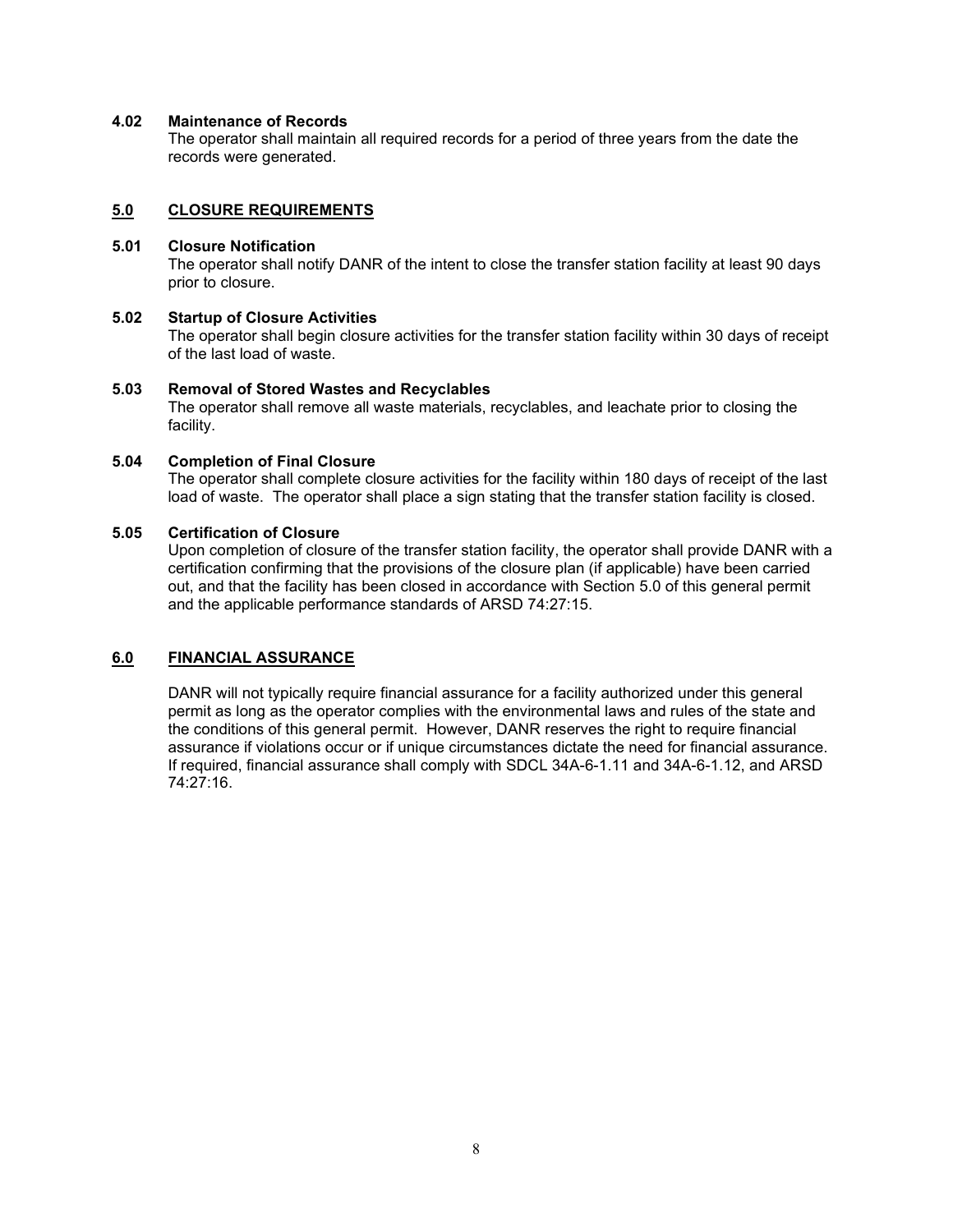**4.02 Maintenance of Records**

The operator shall maintain all required records for a period of three years from the date the records were generated.

## 5.0 CLOSURE REQUIREMENTS

**5.01 Closure Notification**

The operator shall notify DANR of the intent to close the transfer station facility at least 90 days prior to closure.

**5.02 Startup of Closure Activities**

The operator shall begin closure activities for the transfer station facility within 30 days of receipt of the last load of waste.

**5.03 Removal of Stored Wastes and Recyclables**

The operator shall remove all waste materials, recyclables, and leachate prior to closing the facility.

**5.04 Completion of Final Closure**

The operator shall complete closure activities for the facility within 180 days of receipt of the last load of waste. The operator shall place a sign stating that the transfer station facility is closed.

**5.05 Certification of Closure**

Upon completion of closure of the transfer station facility, the operator shall provide DANR with a certification confirming that the provisions of the closure plan (if applicable) have been carried out, and that the facility has been closed in accordance with Section 5.0 of this general permit and the applicable performance standards of ARSD 74:27:15.

## 6.0 FINANCIAL ASSURANCE

DANR will not typically require financial assurance for a facility authorized under this general permit as long as the operator complies with the environmental laws and rules of the state and the conditions of this general permit. However, DANR reserves the right to require financial assurance if violations occur or if unique circumstances dictate the need for financial assurance. If required, financial assurance shall comply with SDCL 34A-6-1.11 and 34A-6-1.12, and ARSD 74:27:16.